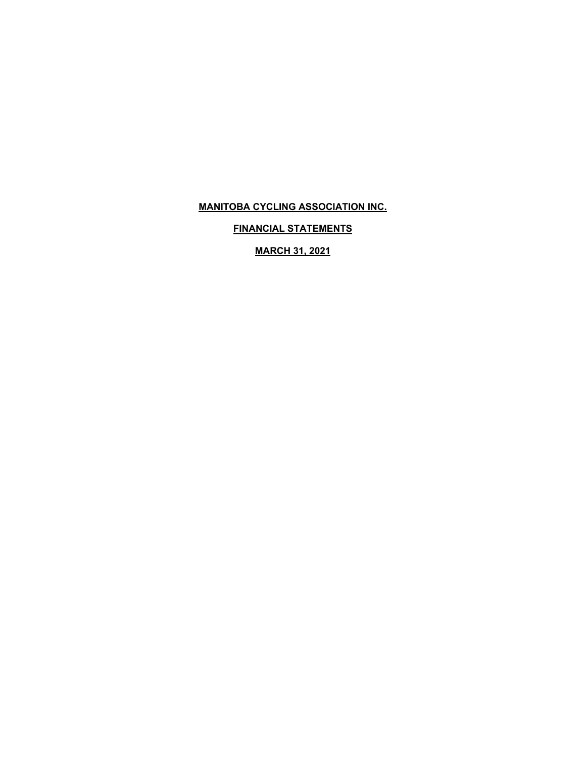# MANITOBA CYCLING ASSOCIATION INC.

## FINANCIAL STATEMENTS

## MARCH 31, 2021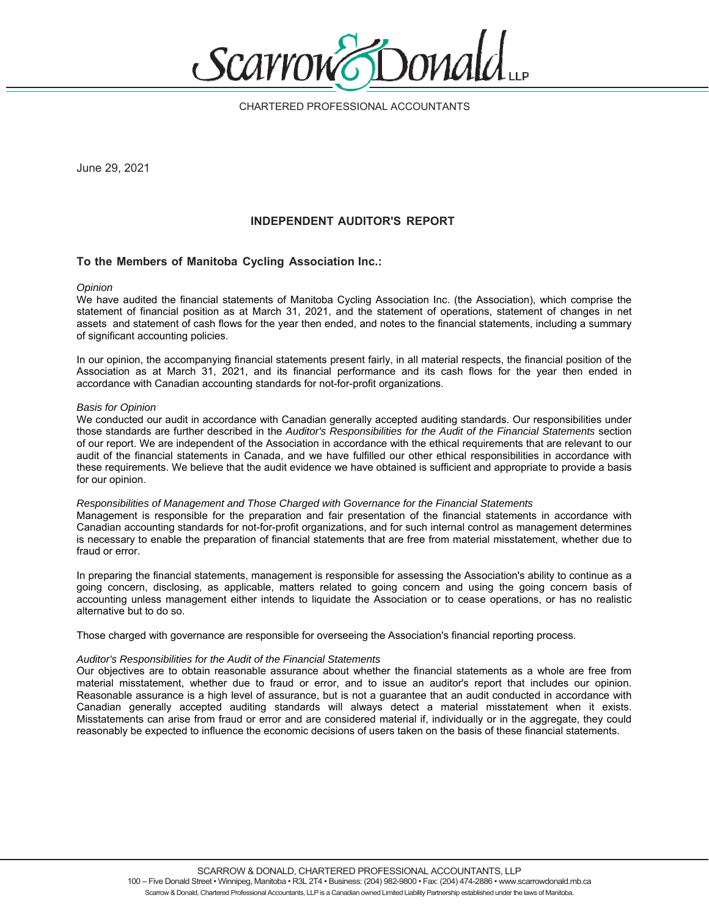Scarrow & Donald LLP

CHARTERED PROFESSIONAL ACCOUNTANTS

June 29, 2021

## INDEPENDENT AUDITOR'S REPORT

### To the Members of Manitoba Cycling Association Inc.:

*Opinion*

We have audited the financial statements of Manitoba Cycling Association Inc. (the Association), which comprise the statement of financial position as at March 31, 2021, and the statement of operations, statement of changes in net assets and statement of cash flows for the year then ended, and notes to the financial statements, including a summary of significant accounting policies.

In our opinion, the accompanying financial statements present fairly, in all material respects, the financial position of the Association as at March 31, 2021, and its financial performance and its cash flows for the year then ended in accordance with Canadian accounting standards for not-for-profit organizations.

*Basis for Opinion*

We conducted our audit in accordance with Canadian generally accepted auditing standards. Our responsibilities under those standards are further described in the *Auditor's Responsibilities for the Audit of the Financial Statements* section of our report. We are independent of the Association in accordance with the ethical requirements that are relevant to our audit of the financial statements in Canada, and we have fulfilled our other ethical responsibilities in accordance with these requirements. We believe that the audit evidence we have obtained is sufficient and appropriate to provide a basis for our opinion.

*Responsibilities of Management and Those Charged with Governance for the Financial Statements*

Management is responsible for the preparation and fair presentation of the financial statements in accordance with Canadian accounting standards for not-for-profit organizations, and for such internal control as management determines is necessary to enable the preparation of financial statements that are free from material misstatement, whether due to fraud or error.

In preparing the financial statements, management is responsible for assessing the Association's ability to continue as a going concern, disclosing, as applicable, matters related to going concern and using the going concern basis of accounting unless management either intends to liquidate the Association or to cease operations, or has no realistic alternative but to do so.

Those charged with governance are responsible for overseeing the Association's financial reporting process.

*Auditor's Responsibilities for the Audit of the Financial Statements*

Our objectives are to obtain reasonable assurance about whether the financial statements as a whole are free from material misstatement, whether due to fraud or error, and to issue an auditor's report that includes our opinion. Reasonable assurance is a high level of assurance, but is not a guarantee that an audit conducted in accordance with Canadian generally accepted auditing standards will always detect a material misstatement when it exists. Misstatements can arise from fraud or error and are considered material if, individually or in the aggregate, they could reasonably be expected to influence the economic decisions of users taken on the basis of these financial statements.

SCARROW & DONALD, CHARTERED PROFESSIONAL ACCOUNTANTS, LLP
100 – Five Donald Street • Winnipeg, Manitoba • R3L 2T4 • Business: (204) 982-9800 • Fax: (204) 474-2886 • www.scarrowdonald.mb.ca
Scarrow & Donald, Chartered Professional Accountants, LLP is a Canadian owned Limited Liability Partnership established under the laws of Manitoba.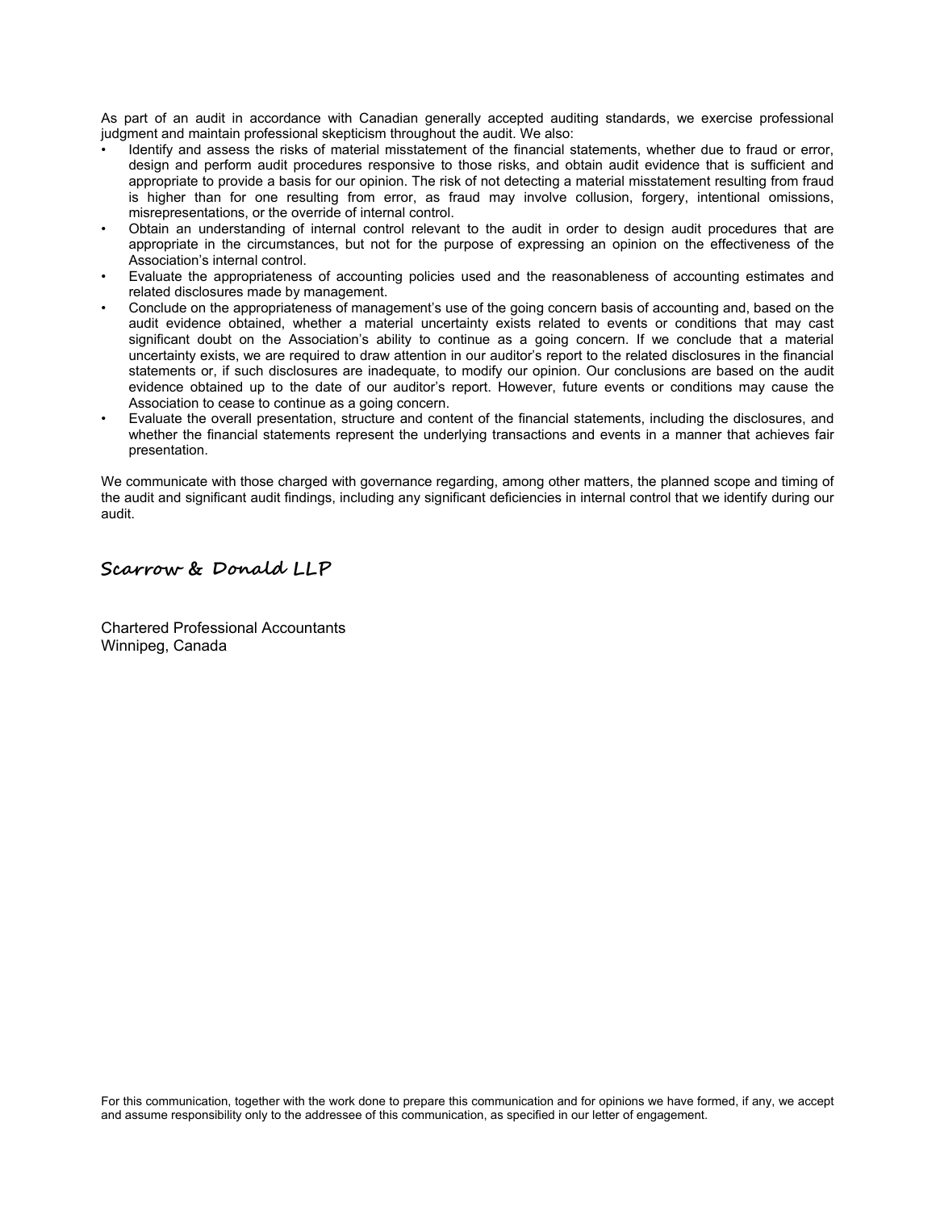As part of an audit in accordance with Canadian generally accepted auditing standards, we exercise professional judgment and maintain professional skepticism throughout the audit. We also:

- Identify and assess the risks of material misstatement of the financial statements, whether due to fraud or error, design and perform audit procedures responsive to those risks, and obtain audit evidence that is sufficient and appropriate to provide a basis for our opinion. The risk of not detecting a material misstatement resulting from fraud is higher than for one resulting from error, as fraud may involve collusion, forgery, intentional omissions, misrepresentations, or the override of internal control.
- Obtain an understanding of internal control relevant to the audit in order to design audit procedures that are appropriate in the circumstances, but not for the purpose of expressing an opinion on the effectiveness of the Association's internal control.
- Evaluate the appropriateness of accounting policies used and the reasonableness of accounting estimates and related disclosures made by management.
- Conclude on the appropriateness of management's use of the going concern basis of accounting and, based on the audit evidence obtained, whether a material uncertainty exists related to events or conditions that may cast significant doubt on the Association's ability to continue as a going concern. If we conclude that a material uncertainty exists, we are required to draw attention in our auditor's report to the related disclosures in the financial statements or, if such disclosures are inadequate, to modify our opinion. Our conclusions are based on the audit evidence obtained up to the date of our auditor's report. However, future events or conditions may cause the Association to cease to continue as a going concern.
- Evaluate the overall presentation, structure and content of the financial statements, including the disclosures, and whether the financial statements represent the underlying transactions and events in a manner that achieves fair presentation.

We communicate with those charged with governance regarding, among other matters, the planned scope and timing of the audit and significant audit findings, including any significant deficiencies in internal control that we identify during our audit.

**Scarrow & Donald LLP**

Chartered Professional Accountants
Winnipeg, Canada

For this communication, together with the work done to prepare this communication and for opinions we have formed, if any, we accept and assume responsibility only to the addressee of this communication, as specified in our letter of engagement.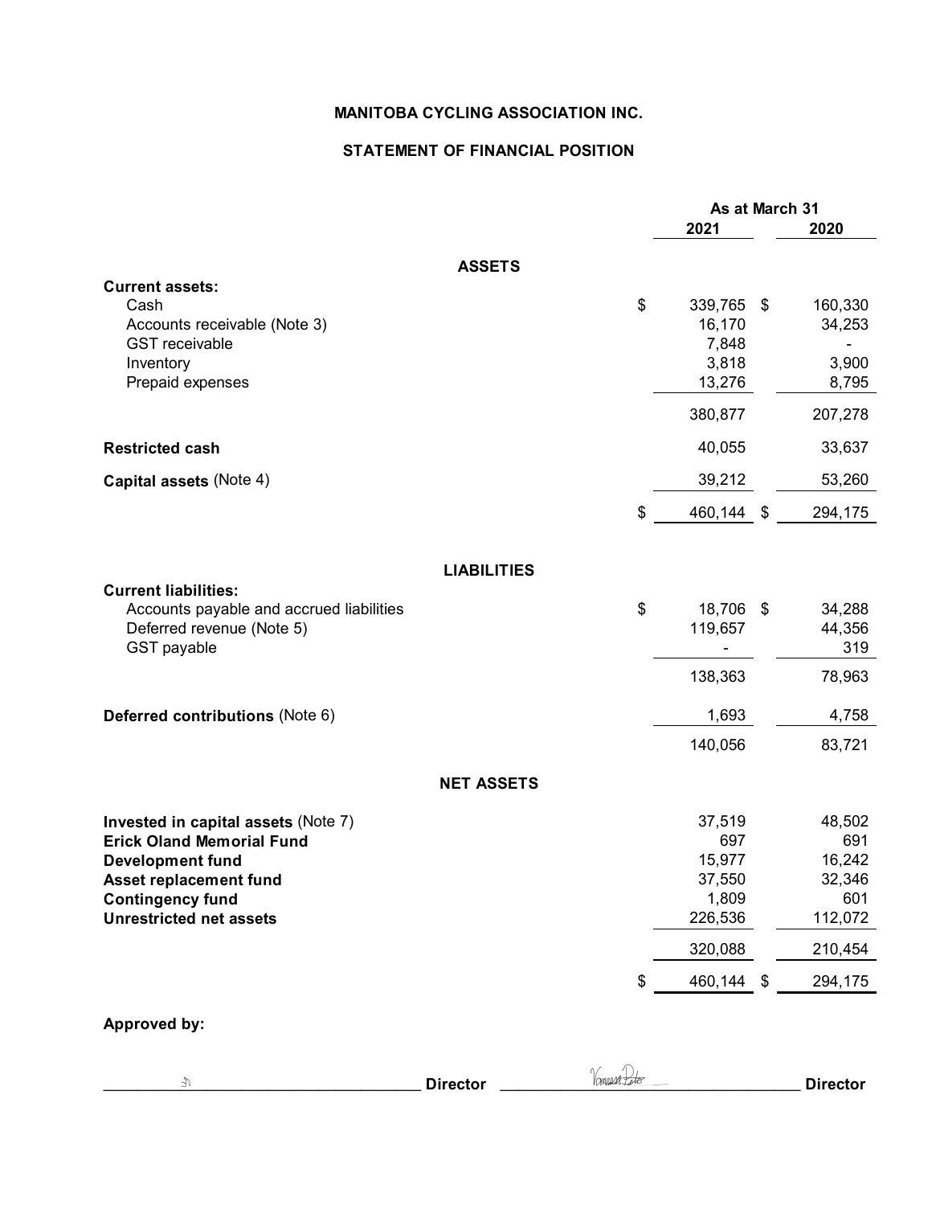# MANITOBA CYCLING ASSOCIATION INC.

## STATEMENT OF FINANCIAL POSITION

| | As at March 31 2021 | 2020 |
|---|---|---|
| **ASSETS** | | |
| **Current assets:** | | |
| Cash | $ 339,765 | $ 160,330 |
| Accounts receivable (Note 3) | 16,170 | 34,253 |
| GST receivable | 7,848 | - |
| Inventory | 3,818 | 3,900 |
| Prepaid expenses | 13,276 | 8,795 |
| | 380,877 | 207,278 |
| **Restricted cash** | 40,055 | 33,637 |
| **Capital assets** (Note 4) | 39,212 | 53,260 |
| | $ 460,144 | $ 294,175 |
| **LIABILITIES** | | |
| **Current liabilities:** | | |
| Accounts payable and accrued liabilities | $ 18,706 | $ 34,288 |
| Deferred revenue (Note 5) | 119,657 | 44,356 |
| GST payable | - | 319 |
| | 138,363 | 78,963 |
| **Deferred contributions** (Note 6) | 1,693 | 4,758 |
| | 140,056 | 83,721 |
| **NET ASSETS** | | |
| **Invested in capital assets** (Note 7) | 37,519 | 48,502 |
| **Erick Oland Memorial Fund** | 697 | 691 |
| **Development fund** | 15,977 | 16,242 |
| **Asset replacement fund** | 37,550 | 32,346 |
| **Contingency fund** | 1,809 | 601 |
| **Unrestricted net assets** | 226,536 | 112,072 |
| | 320,088 | 210,454 |
| | $ 460,144 | $ 294,175 |

**Approved by:**

______________________________ **Director** ______________________________ **Director**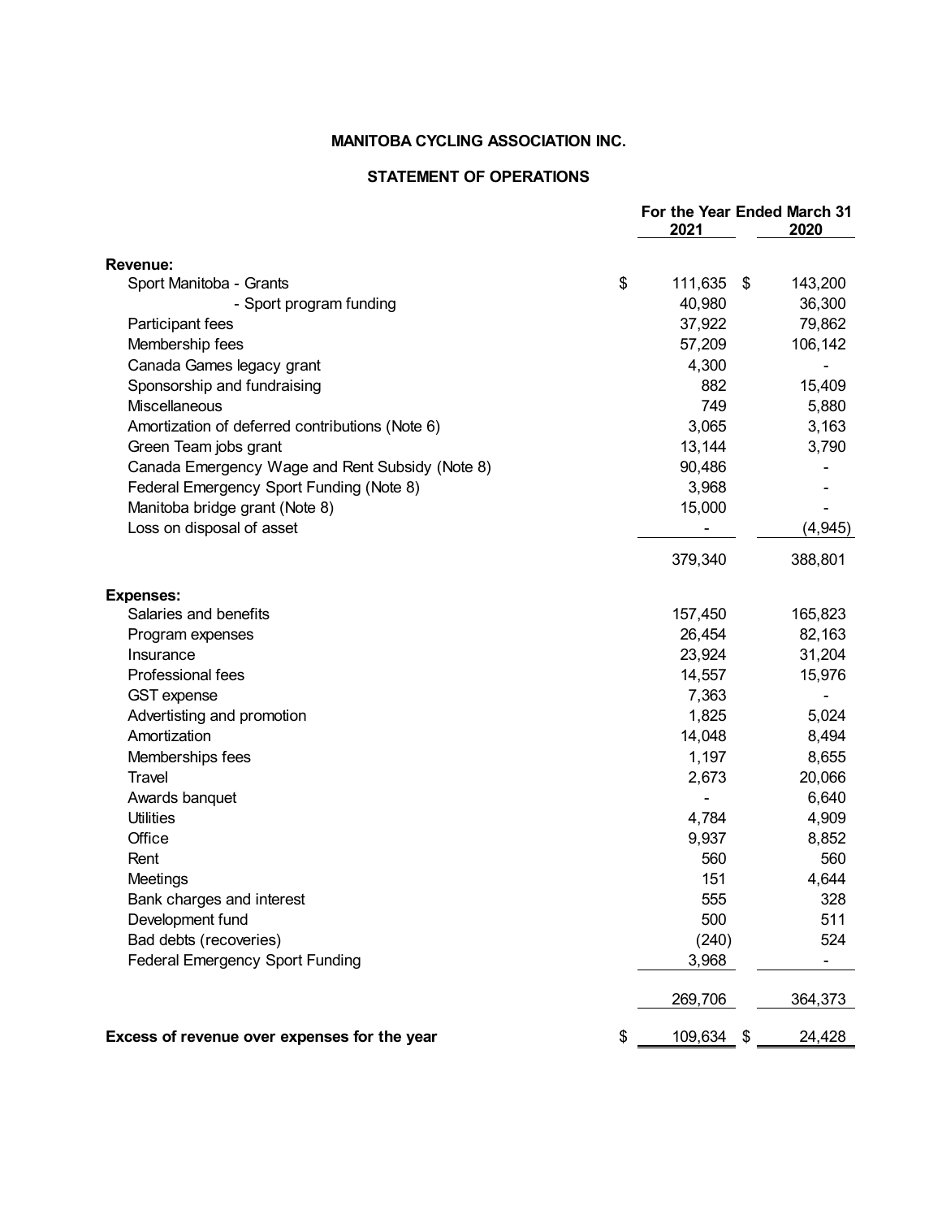**MANITOBA CYCLING ASSOCIATION INC.**

**STATEMENT OF OPERATIONS**

| | For the Year Ended March 31 2021 | 2020 |
|---|---|---|
| **Revenue:** | | |
| Sport Manitoba - Grants | $ 111,635 | $ 143,200 |
| - Sport program funding | 40,980 | 36,300 |
| Participant fees | 37,922 | 79,862 |
| Membership fees | 57,209 | 106,142 |
| Canada Games legacy grant | 4,300 | - |
| Sponsorship and fundraising | 882 | 15,409 |
| Miscellaneous | 749 | 5,880 |
| Amortization of deferred contributions (Note 6) | 3,065 | 3,163 |
| Green Team jobs grant | 13,144 | 3,790 |
| Canada Emergency Wage and Rent Subsidy (Note 8) | 90,486 | - |
| Federal Emergency Sport Funding (Note 8) | 3,968 | - |
| Manitoba bridge grant (Note 8) | 15,000 | - |
| Loss on disposal of asset | - | (4,945) |
| | 379,340 | 388,801 |
| **Expenses:** | | |
| Salaries and benefits | 157,450 | 165,823 |
| Program expenses | 26,454 | 82,163 |
| Insurance | 23,924 | 31,204 |
| Professional fees | 14,557 | 15,976 |
| GST expense | 7,363 | - |
| Advertising and promotion | 1,825 | 5,024 |
| Amortization | 14,048 | 8,494 |
| Memberships fees | 1,197 | 8,655 |
| Travel | 2,673 | 20,066 |
| Awards banquet | - | 6,640 |
| Utilities | 4,784 | 4,909 |
| Office | 9,937 | 8,852 |
| Rent | 560 | 560 |
| Meetings | 151 | 4,644 |
| Bank charges and interest | 555 | 328 |
| Development fund | 500 | 511 |
| Bad debts (recoveries) | (240) | 524 |
| Federal Emergency Sport Funding | 3,968 | - |
| | 269,706 | 364,373 |
| **Excess of revenue over expenses for the year** | $ 109,634 | $ 24,428 |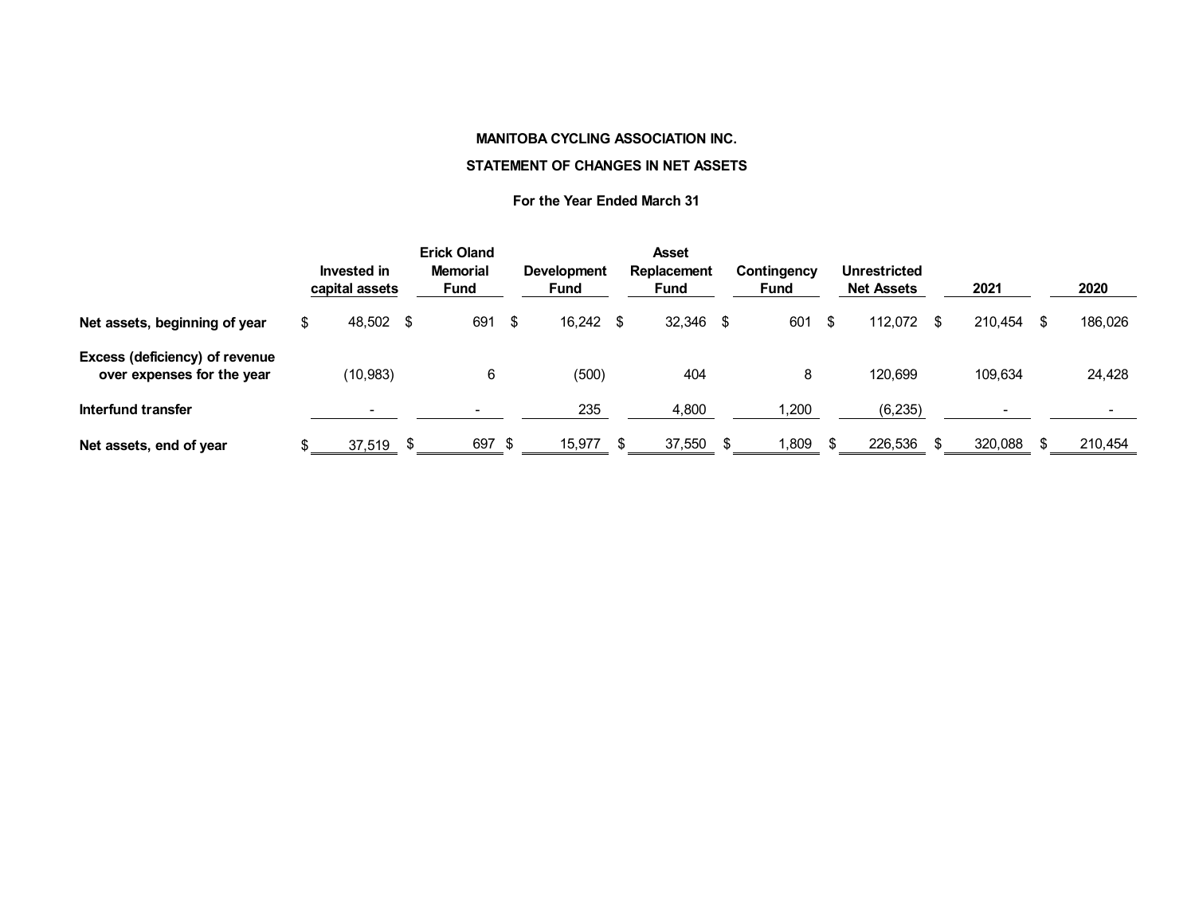**MANITOBA CYCLING ASSOCIATION INC.**

**STATEMENT OF CHANGES IN NET ASSETS**

**For the Year Ended March 31**

| | Invested in capital assets | Erick Oland Memorial Fund | Development Fund | Asset Replacement Fund | Contingency Fund | Unrestricted Net Assets | 2021 | 2020 |
|---|---|---|---|---|---|---|---|---|
| **Net assets, beginning of year** | $ 48,502 | $ 691 | $ 16,242 | $ 32,346 | $ 601 | $ 112,072 | $ 210,454 | $ 186,026 |
| **Excess (deficiency) of revenue over expenses for the year** | (10,983) | 6 | (500) | 404 | 8 | 120,699 | 109,634 | 24,428 |
| **Interfund transfer** | - | - | 235 | 4,800 | 1,200 | (6,235) | - | - |
| **Net assets, end of year** | $ 37,519 | $ 697 | $ 15,977 | $ 37,550 | $ 1,809 | $ 226,536 | $ 320,088 | $ 210,454 |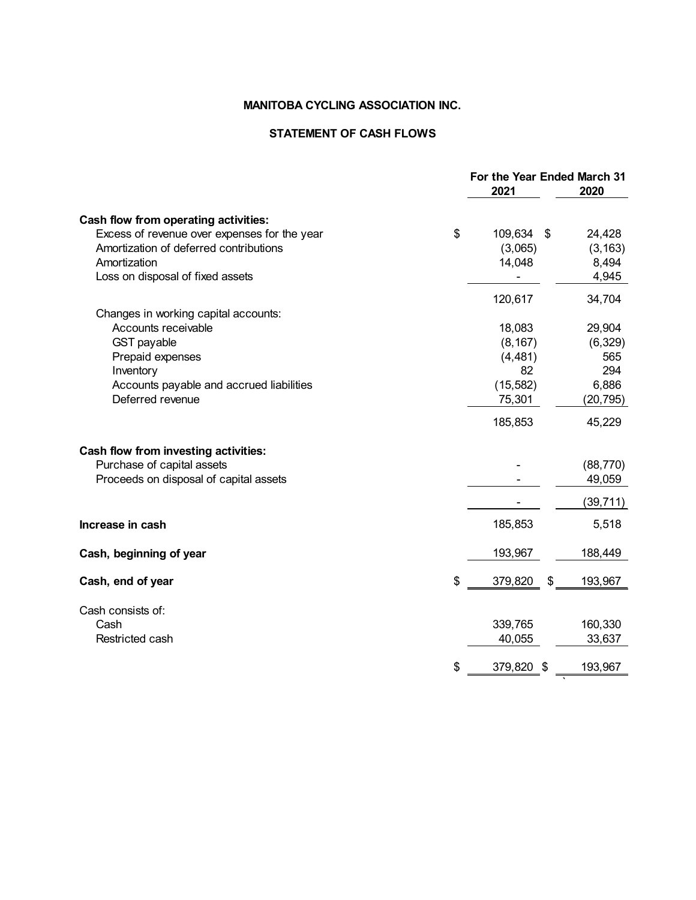**MANITOBA CYCLING ASSOCIATION INC.**

**STATEMENT OF CASH FLOWS**

| | For the Year Ended March 31 2021 | 2020 |
|---|---|---|
| **Cash flow from operating activities:** | | |
| Excess of revenue over expenses for the year | $ 109,634 | $ 24,428 |
| Amortization of deferred contributions | (3,065) | (3,163) |
| Amortization | 14,048 | 8,494 |
| Loss on disposal of fixed assets | - | 4,945 |
| | 120,617 | 34,704 |
| Changes in working capital accounts: | | |
| Accounts receivable | 18,083 | 29,904 |
| GST payable | (8,167) | (6,329) |
| Prepaid expenses | (4,481) | 565 |
| Inventory | 82 | 294 |
| Accounts payable and accrued liabilities | (15,582) | 6,886 |
| Deferred revenue | 75,301 | (20,795) |
| | 185,853 | 45,229 |
| **Cash flow from investing activities:** | | |
| Purchase of capital assets | - | (88,770) |
| Proceeds on disposal of capital assets | - | 49,059 |
| | - | (39,711) |
| **Increase in cash** | 185,853 | 5,518 |
| **Cash, beginning of year** | 193,967 | 188,449 |
| **Cash, end of year** | $ 379,820 | $ 193,967 |
| Cash consists of: | | |
| Cash | 339,765 | 160,330 |
| Restricted cash | 40,055 | 33,637 |
| | $ 379,820 | $ 193,967 |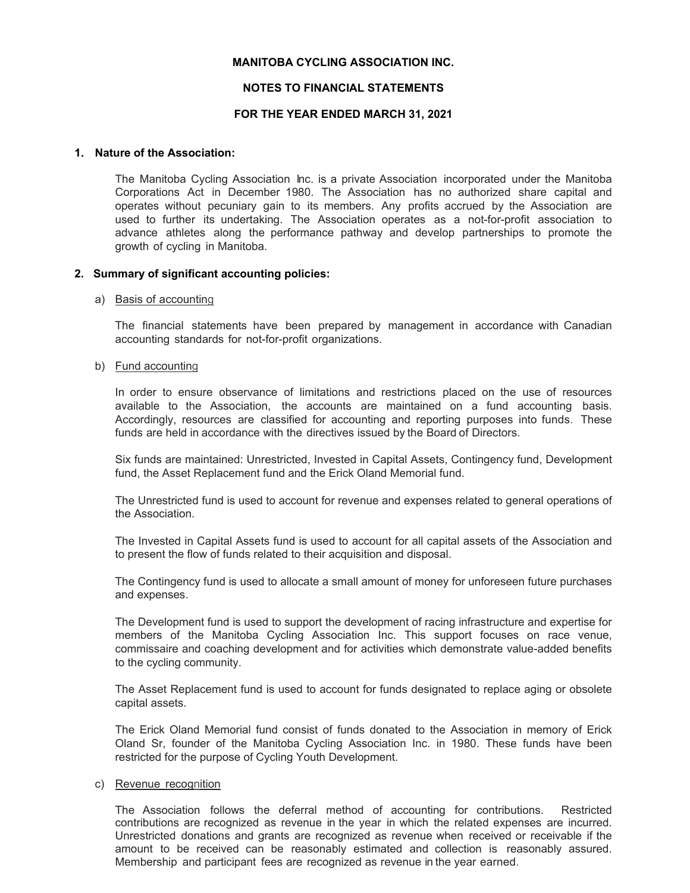**MANITOBA CYCLING ASSOCIATION INC.**

**NOTES TO FINANCIAL STATEMENTS**

**FOR THE YEAR ENDED MARCH 31, 2021**

**1. Nature of the Association:**

The Manitoba Cycling Association Inc. is a private Association incorporated under the Manitoba Corporations Act in December 1980. The Association has no authorized share capital and operates without pecuniary gain to its members. Any profits accrued by the Association are used to further its undertaking. The Association operates as a not-for-profit association to advance athletes along the performance pathway and develop partnerships to promote the growth of cycling in Manitoba.

**2. Summary of significant accounting policies:**

a) Basis of accounting

The financial statements have been prepared by management in accordance with Canadian accounting standards for not-for-profit organizations.

b) Fund accounting

In order to ensure observance of limitations and restrictions placed on the use of resources available to the Association, the accounts are maintained on a fund accounting basis. Accordingly, resources are classified for accounting and reporting purposes into funds. These funds are held in accordance with the directives issued by the Board of Directors.

Six funds are maintained: Unrestricted, Invested in Capital Assets, Contingency fund, Development fund, the Asset Replacement fund and the Erick Oland Memorial fund.

The Unrestricted fund is used to account for revenue and expenses related to general operations of the Association.

The Invested in Capital Assets fund is used to account for all capital assets of the Association and to present the flow of funds related to their acquisition and disposal.

The Contingency fund is used to allocate a small amount of money for unforeseen future purchases and expenses.

The Development fund is used to support the development of racing infrastructure and expertise for members of the Manitoba Cycling Association Inc. This support focuses on race venue, commissaire and coaching development and for activities which demonstrate value-added benefits to the cycling community.

The Asset Replacement fund is used to account for funds designated to replace aging or obsolete capital assets.

The Erick Oland Memorial fund consist of funds donated to the Association in memory of Erick Oland Sr, founder of the Manitoba Cycling Association Inc. in 1980. These funds have been restricted for the purpose of Cycling Youth Development.

c) Revenue recognition

The Association follows the deferral method of accounting for contributions. Restricted contributions are recognized as revenue in the year in which the related expenses are incurred. Unrestricted donations and grants are recognized as revenue when received or receivable if the amount to be received can be reasonably estimated and collection is reasonably assured. Membership and participant fees are recognized as revenue in the year earned.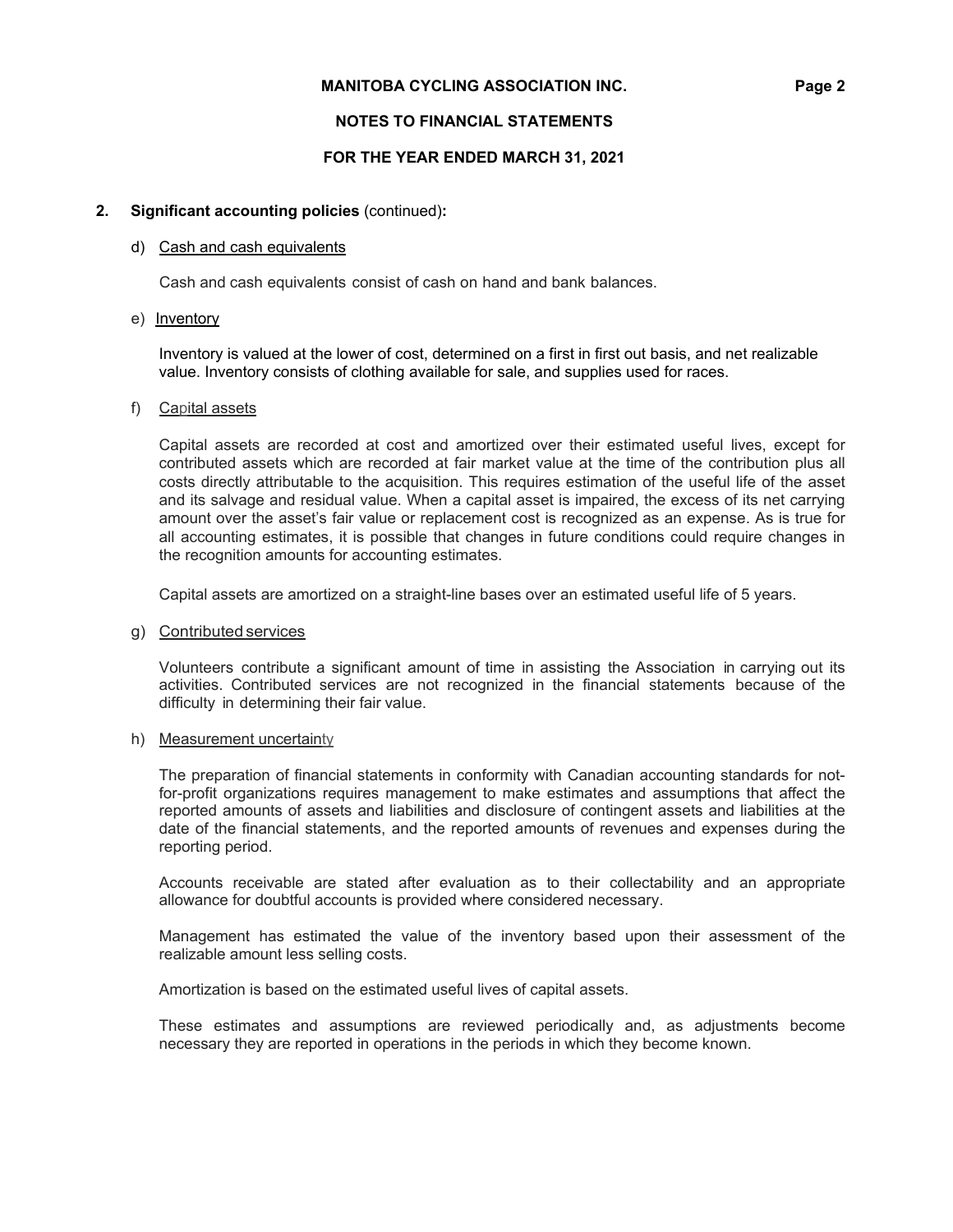## 2. Significant accounting policies (continued):

### d) Cash and cash equivalents

Cash and cash equivalents consist of cash on hand and bank balances.

### e) Inventory

Inventory is valued at the lower of cost, determined on a first in first out basis, and net realizable value. Inventory consists of clothing available for sale, and supplies used for races.

### f) Capital assets

Capital assets are recorded at cost and amortized over their estimated useful lives, except for contributed assets which are recorded at fair market value at the time of the contribution plus all costs directly attributable to the acquisition. This requires estimation of the useful life of the asset and its salvage and residual value. When a capital asset is impaired, the excess of its net carrying amount over the asset's fair value or replacement cost is recognized as an expense. As is true for all accounting estimates, it is possible that changes in future conditions could require changes in the recognition amounts for accounting estimates.

Capital assets are amortized on a straight-line bases over an estimated useful life of 5 years.

### g) Contributed services

Volunteers contribute a significant amount of time in assisting the Association in carrying out its activities. Contributed services are not recognized in the financial statements because of the difficulty in determining their fair value.

### h) Measurement uncertainty

The preparation of financial statements in conformity with Canadian accounting standards for not-for-profit organizations requires management to make estimates and assumptions that affect the reported amounts of assets and liabilities and disclosure of contingent assets and liabilities at the date of the financial statements, and the reported amounts of revenues and expenses during the reporting period.

Accounts receivable are stated after evaluation as to their collectability and an appropriate allowance for doubtful accounts is provided where considered necessary.

Management has estimated the value of the inventory based upon their assessment of the realizable amount less selling costs.

Amortization is based on the estimated useful lives of capital assets.

These estimates and assumptions are reviewed periodically and, as adjustments become necessary they are reported in operations in the periods in which they become known.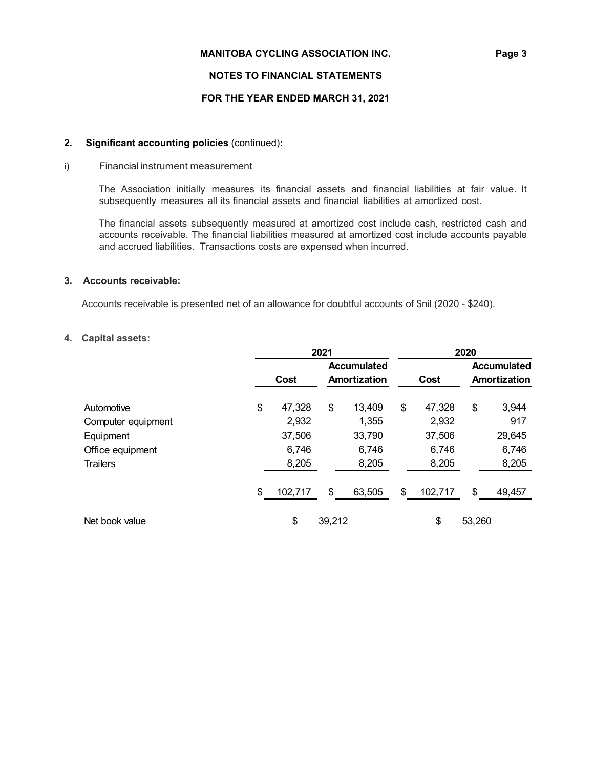**MANITOBA CYCLING ASSOCIATION INC.**

**NOTES TO FINANCIAL STATEMENTS**

**FOR THE YEAR ENDED MARCH 31, 2021**

## 2. Significant accounting policies (continued):

### i) Financial instrument measurement

The Association initially measures its financial assets and financial liabilities at fair value. It subsequently measures all its financial assets and financial liabilities at amortized cost.

The financial assets subsequently measured at amortized cost include cash, restricted cash and accounts receivable. The financial liabilities measured at amortized cost include accounts payable and accrued liabilities. Transactions costs are expensed when incurred.

## 3. Accounts receivable:

Accounts receivable is presented net of an allowance for doubtful accounts of $nil (2020 - $240).

## 4. Capital assets:

| | 2021 | | 2020 | |
|---|---|---|---|---|
| | Cost | Accumulated Amortization | Cost | Accumulated Amortization |
| Automotive | $ 47,328 | $ 13,409 | $ 47,328 | $ 3,944 |
| Computer equipment | 2,932 | 1,355 | 2,932 | 917 |
| Equipment | 37,506 | 33,790 | 37,506 | 29,645 |
| Office equipment | 6,746 | 6,746 | 6,746 | 6,746 |
| Trailers | 8,205 | 8,205 | 8,205 | 8,205 |
| | $ 102,717 | $ 63,505 | $ 102,717 | $ 49,457 |
| Net book value | $ 39,212 | | $ 53,260 | |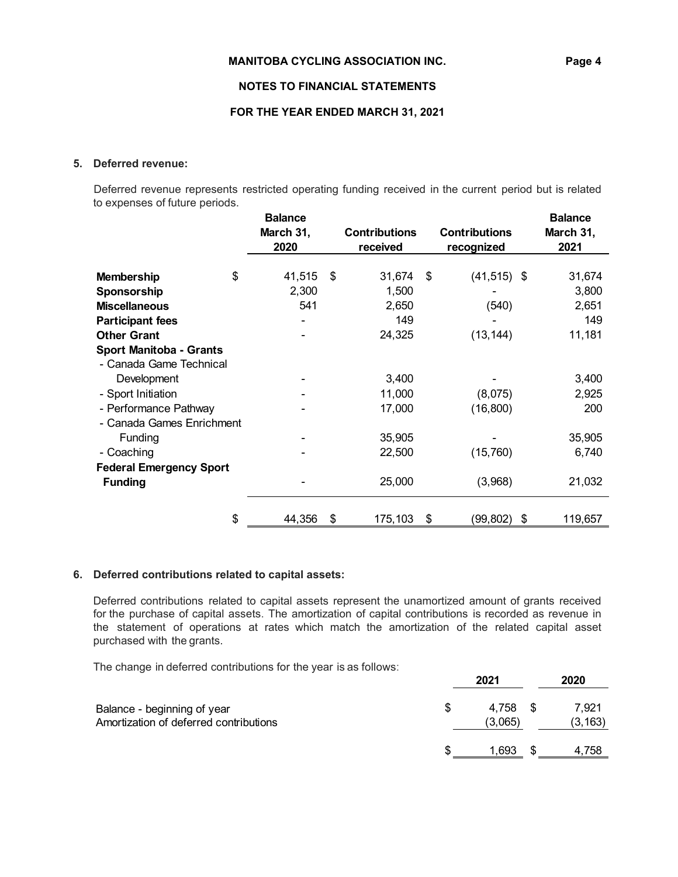### 5. Deferred revenue:

Deferred revenue represents restricted operating funding received in the current period but is related to expenses of future periods.

| | Balance March 31, 2020 | Contributions received | Contributions recognized | Balance March 31, 2021 |
|---|---|---|---|---|
| **Membership** | $ 41,515 | $ 31,674 | $ (41,515) | $ 31,674 |
| **Sponsorship** | 2,300 | 1,500 | - | 3,800 |
| **Miscellaneous** | 541 | 2,650 | (540) | 2,651 |
| **Participant fees** | - | 149 | - | 149 |
| **Other Grant** | - | 24,325 | (13,144) | 11,181 |
| **Sport Manitoba - Grants** | | | | |
| - Canada Game Technical Development | - | 3,400 | - | 3,400 |
| - Sport Initiation | - | 11,000 | (8,075) | 2,925 |
| - Performance Pathway | - | 17,000 | (16,800) | 200 |
| - Canada Games Enrichment Funding | - | 35,905 | - | 35,905 |
| - Coaching | - | 22,500 | (15,760) | 6,740 |
| **Federal Emergency Sport Funding** | - | 25,000 | (3,968) | 21,032 |
| | $ 44,356 | $ 175,103 | $ (99,802) | $ 119,657 |

### 6. Deferred contributions related to capital assets:

Deferred contributions related to capital assets represent the unamortized amount of grants received for the purchase of capital assets. The amortization of capital contributions is recorded as revenue in the statement of operations at rates which match the amortization of the related capital asset purchased with the grants.

The change in deferred contributions for the year is as follows:

| | 2021 | 2020 |
|---|---|---|
| Balance - beginning of year | $ 4,758 | $ 7,921 |
| Amortization of deferred contributions | (3,065) | (3,163) |
| | $ 1,693 | $ 4,758 |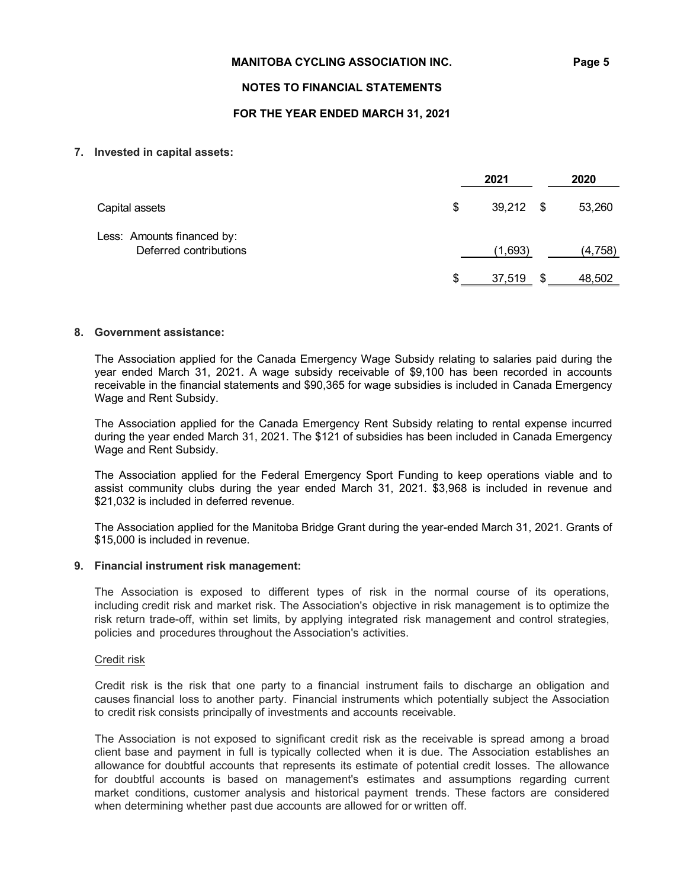MANITOBA CYCLING ASSOCIATION INC.

NOTES TO FINANCIAL STATEMENTS

FOR THE YEAR ENDED MARCH 31, 2021

**7. Invested in capital assets:**

| | 2021 | 2020 |
|---|---|---|
| Capital assets | $ 39,212 | $ 53,260 |
| Less: Amounts financed by: Deferred contributions | (1,693) | (4,758) |
| | $ 37,519 | $ 48,502 |

**8. Government assistance:**

The Association applied for the Canada Emergency Wage Subsidy relating to salaries paid during the year ended March 31, 2021. A wage subsidy receivable of $9,100 has been recorded in accounts receivable in the financial statements and $90,365 for wage subsidies is included in Canada Emergency Wage and Rent Subsidy.

The Association applied for the Canada Emergency Rent Subsidy relating to rental expense incurred during the year ended March 31, 2021. The $121 of subsidies has been included in Canada Emergency Wage and Rent Subsidy.

The Association applied for the Federal Emergency Sport Funding to keep operations viable and to assist community clubs during the year ended March 31, 2021. $3,968 is included in revenue and $21,032 is included in deferred revenue.

The Association applied for the Manitoba Bridge Grant during the year-ended March 31, 2021. Grants of $15,000 is included in revenue.

**9. Financial instrument risk management:**

The Association is exposed to different types of risk in the normal course of its operations, including credit risk and market risk. The Association's objective in risk management is to optimize the risk return trade-off, within set limits, by applying integrated risk management and control strategies, policies and procedures throughout the Association's activities.

Credit risk

Credit risk is the risk that one party to a financial instrument fails to discharge an obligation and causes financial loss to another party. Financial instruments which potentially subject the Association to credit risk consists principally of investments and accounts receivable.

The Association is not exposed to significant credit risk as the receivable is spread among a broad client base and payment in full is typically collected when it is due. The Association establishes an allowance for doubtful accounts that represents its estimate of potential credit losses. The allowance for doubtful accounts is based on management's estimates and assumptions regarding current market conditions, customer analysis and historical payment trends. These factors are considered when determining whether past due accounts are allowed for or written off.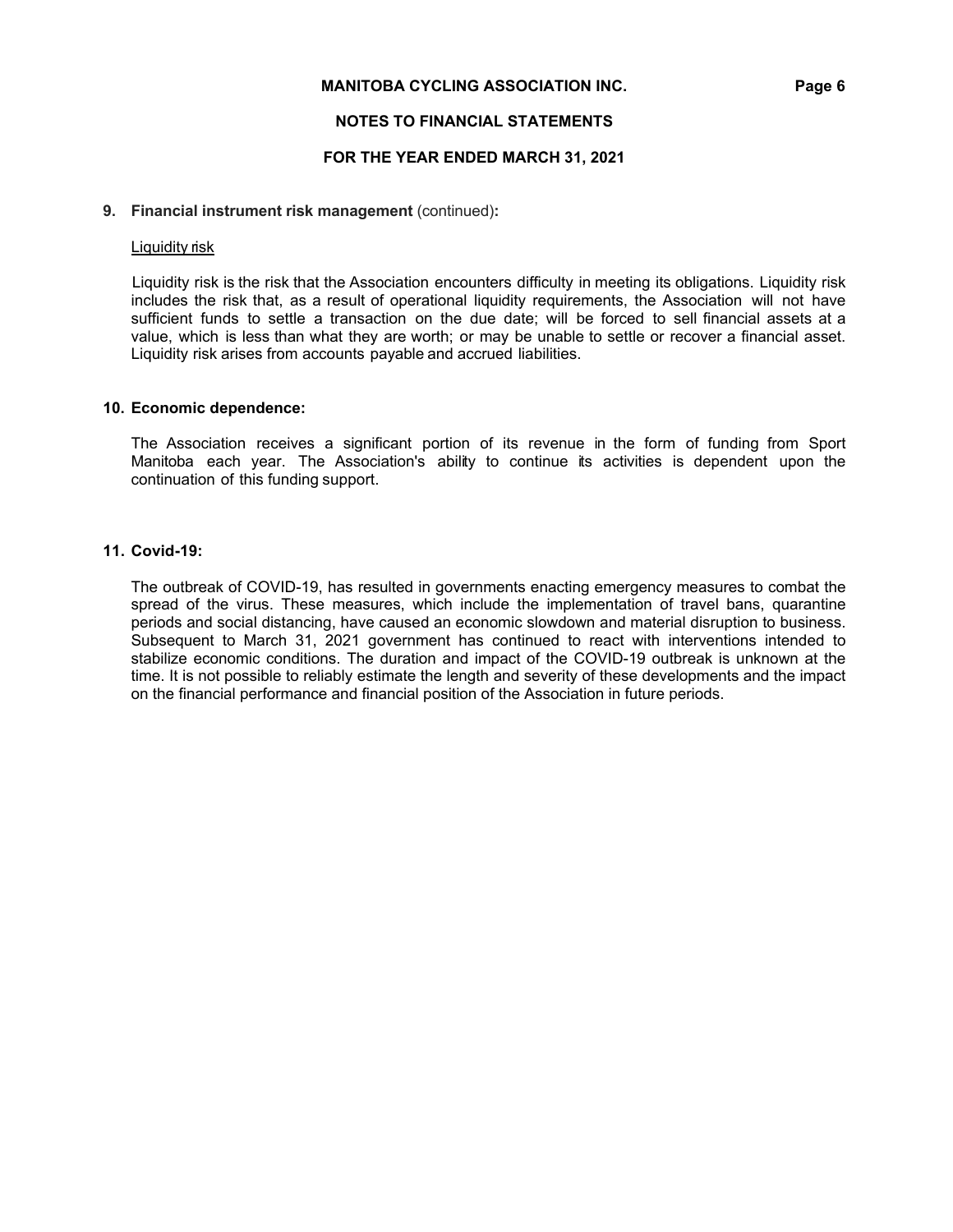**9. Financial instrument risk management** (continued)**:**

Liquidity risk

Liquidity risk is the risk that the Association encounters difficulty in meeting its obligations. Liquidity risk includes the risk that, as a result of operational liquidity requirements, the Association will not have sufficient funds to settle a transaction on the due date; will be forced to sell financial assets at a value, which is less than what they are worth; or may be unable to settle or recover a financial asset. Liquidity risk arises from accounts payable and accrued liabilities.

**10. Economic dependence:**

The Association receives a significant portion of its revenue in the form of funding from Sport Manitoba each year. The Association's ability to continue its activities is dependent upon the continuation of this funding support.

**11. Covid-19:**

The outbreak of COVID-19, has resulted in governments enacting emergency measures to combat the spread of the virus. These measures, which include the implementation of travel bans, quarantine periods and social distancing, have caused an economic slowdown and material disruption to business. Subsequent to March 31, 2021 government has continued to react with interventions intended to stabilize economic conditions. The duration and impact of the COVID-19 outbreak is unknown at the time. It is not possible to reliably estimate the length and severity of these developments and the impact on the financial performance and financial position of the Association in future periods.